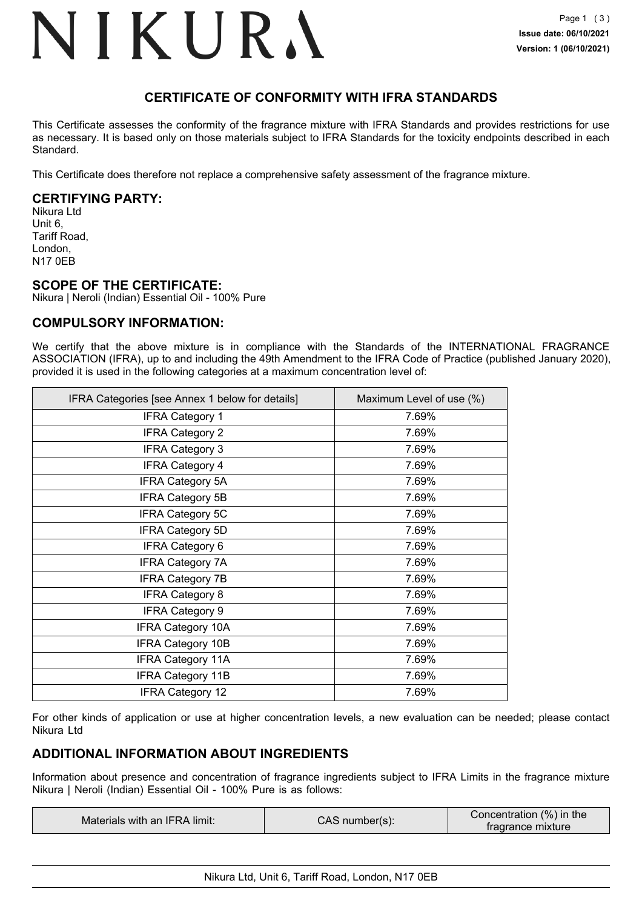# NIKURA

**Issue date: 06/10/2021**
**Version: 1 (06/10/2021)**

## CERTIFICATE OF CONFORMITY WITH IFRA STANDARDS

This Certificate assesses the conformity of the fragrance mixture with IFRA Standards and provides restrictions for use as necessary. It is based only on those materials subject to IFRA Standards for the toxicity endpoints described in each Standard.

This Certificate does therefore not replace a comprehensive safety assessment of the fragrance mixture.

## CERTIFYING PARTY:

Nikura Ltd
Unit 6,
Tariff Road,
London,
N17 0EB

## SCOPE OF THE CERTIFICATE:

Nikura | Neroli (Indian) Essential Oil - 100% Pure

## COMPULSORY INFORMATION:

We certify that the above mixture is in compliance with the Standards of the INTERNATIONAL FRAGRANCE ASSOCIATION (IFRA), up to and including the 49th Amendment to the IFRA Code of Practice (published January 2020), provided it is used in the following categories at a maximum concentration level of:

| IFRA Categories [see Annex 1 below for details] | Maximum Level of use (%) |
|---|---|
| IFRA Category 1 | 7.69% |
| IFRA Category 2 | 7.69% |
| IFRA Category 3 | 7.69% |
| IFRA Category 4 | 7.69% |
| IFRA Category 5A | 7.69% |
| IFRA Category 5B | 7.69% |
| IFRA Category 5C | 7.69% |
| IFRA Category 5D | 7.69% |
| IFRA Category 6 | 7.69% |
| IFRA Category 7A | 7.69% |
| IFRA Category 7B | 7.69% |
| IFRA Category 8 | 7.69% |
| IFRA Category 9 | 7.69% |
| IFRA Category 10A | 7.69% |
| IFRA Category 10B | 7.69% |
| IFRA Category 11A | 7.69% |
| IFRA Category 11B | 7.69% |
| IFRA Category 12 | 7.69% |

For other kinds of application or use at higher concentration levels, a new evaluation can be needed; please contact Nikura Ltd

## ADDITIONAL INFORMATION ABOUT INGREDIENTS

Information about presence and concentration of fragrance ingredients subject to IFRA Limits in the fragrance mixture Nikura | Neroli (Indian) Essential Oil - 100% Pure is as follows:

| Materials with an IFRA limit: | CAS number(s): | Concentration (%) in the fragrance mixture |
|---|---|---|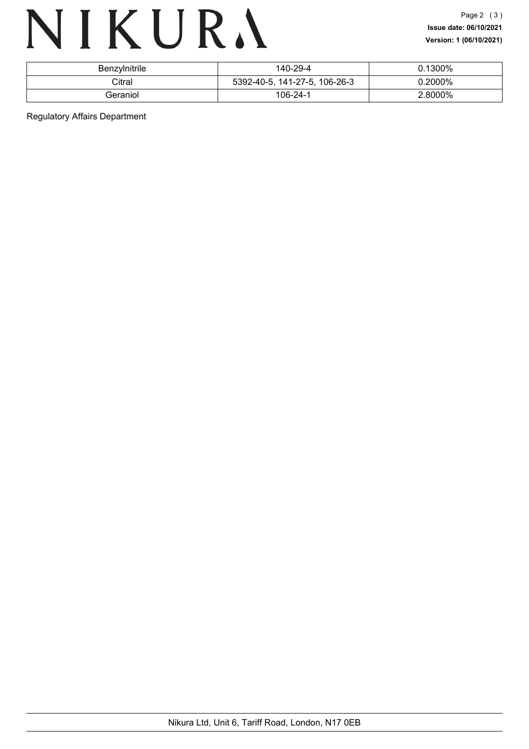| Benzylnitrile | 140-29-4 | 0.1300% |
|---|---|---|
| Citral | 5392-40-5, 141-27-5, 106-26-3 | 0.2000% |
| Geraniol | 106-24-1 | 2.8000% |

Regulatory Affairs Department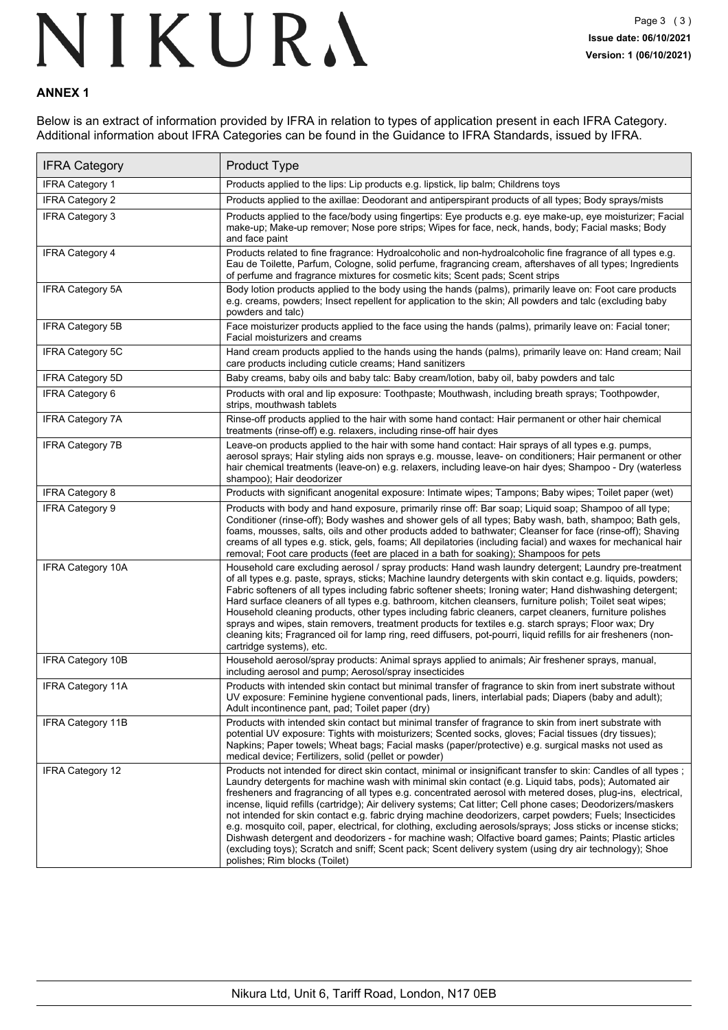## ANNEX 1

Below is an extract of information provided by IFRA in relation to types of application present in each IFRA Category. Additional information about IFRA Categories can be found in the Guidance to IFRA Standards, issued by IFRA.

| IFRA Category | Product Type |
|---|---|
| IFRA Category 1 | Products applied to the lips: Lip products e.g. lipstick, lip balm; Childrens toys |
| IFRA Category 2 | Products applied to the axillae: Deodorant and antiperspirant products of all types; Body sprays/mists |
| IFRA Category 3 | Products applied to the face/body using fingertips: Eye products e.g. eye make-up, eye moisturizer; Facial make-up; Make-up remover; Nose pore strips; Wipes for face, neck, hands, body; Facial masks; Body and face paint |
| IFRA Category 4 | Products related to fine fragrance: Hydroalcoholic and non-hydroalcoholic fine fragrance of all types e.g. Eau de Toilette, Parfum, Cologne, solid perfume, fragrancing cream, aftershaves of all types; Ingredients of perfume and fragrance mixtures for cosmetic kits; Scent pads; Scent strips |
| IFRA Category 5A | Body lotion products applied to the body using the hands (palms), primarily leave on: Foot care products e.g. creams, powders; Insect repellent for application to the skin; All powders and talc (excluding baby powders and talc) |
| IFRA Category 5B | Face moisturizer products applied to the face using the hands (palms), primarily leave on: Facial toner; Facial moisturizers and creams |
| IFRA Category 5C | Hand cream products applied to the hands using the hands (palms), primarily leave on: Hand cream; Nail care products including cuticle creams; Hand sanitizers |
| IFRA Category 5D | Baby creams, baby oils and baby talc: Baby cream/lotion, baby oil, baby powders and talc |
| IFRA Category 6 | Products with oral and lip exposure: Toothpaste; Mouthwash, including breath sprays; Toothpowder, strips, mouthwash tablets |
| IFRA Category 7A | Rinse-off products applied to the hair with some hand contact: Hair permanent or other hair chemical treatments (rinse-off) e.g. relaxers, including rinse-off hair dyes |
| IFRA Category 7B | Leave-on products applied to the hair with some hand contact: Hair sprays of all types e.g. pumps, aerosol sprays; Hair styling aids non sprays e.g. mousse, leave- on conditioners; Hair permanent or other hair chemical treatments (leave-on) e.g. relaxers, including leave-on hair dyes; Shampoo - Dry (waterless shampoo); Hair deodorizer |
| IFRA Category 8 | Products with significant anogenital exposure: Intimate wipes; Tampons; Baby wipes; Toilet paper (wet) |
| IFRA Category 9 | Products with body and hand exposure, primarily rinse off: Bar soap; Liquid soap; Shampoo of all type; Conditioner (rinse-off); Body washes and shower gels of all types; Baby wash, bath, shampoo; Bath gels, foams, mousses, salts, oils and other products added to bathwater; Cleanser for face (rinse-off); Shaving creams of all types e.g. stick, gels, foams; All depilatories (including facial) and waxes for mechanical hair removal; Foot care products (feet are placed in a bath for soaking); Shampoos for pets |
| IFRA Category 10A | Household care excluding aerosol / spray products: Hand wash laundry detergent; Laundry pre-treatment of all types e.g. paste, sprays, sticks; Machine laundry detergents with skin contact e.g. liquids, powders; Fabric softeners of all types including fabric softener sheets; Ironing water; Hand dishwashing detergent; Hard surface cleaners of all types e.g. bathroom, kitchen cleansers, furniture polish; Toilet seat wipes; Household cleaning products, other types including fabric cleaners, carpet cleaners, furniture polishes sprays and wipes, stain removers, treatment products for textiles e.g. starch sprays; Floor wax; Dry cleaning kits; Fragranced oil for lamp ring, reed diffusers, pot-pourri, liquid refills for air fresheners (non-cartridge systems), etc. |
| IFRA Category 10B | Household aerosol/spray products: Animal sprays applied to animals; Air freshener sprays, manual, including aerosol and pump; Aerosol/spray insecticides |
| IFRA Category 11A | Products with intended skin contact but minimal transfer of fragrance to skin from inert substrate without UV exposure: Feminine hygiene conventional pads, liners, interlabial pads; Diapers (baby and adult); Adult incontinence pant, pad; Toilet paper (dry) |
| IFRA Category 11B | Products with intended skin contact but minimal transfer of fragrance to skin from inert substrate with potential UV exposure: Tights with moisturizers; Scented socks, gloves; Facial tissues (dry tissues); Napkins; Paper towels; Wheat bags; Facial masks (paper/protective) e.g. surgical masks not used as medical device; Fertilizers, solid (pellet or powder) |
| IFRA Category 12 | Products not intended for direct skin contact, minimal or insignificant transfer to skin: Candles of all types ; Laundry detergents for machine wash with minimal skin contact (e.g. Liquid tabs, pods); Automated air fresheners and fragrancing of all types e.g. concentrated aerosol with metered doses, plug-ins, electrical, incense, liquid refills (cartridge); Air delivery systems; Cat litter; Cell phone cases; Deodorizers/maskers not intended for skin contact e.g. fabric drying machine deodorizers, carpet powders; Fuels; Insecticides e.g. mosquito coil, paper, electrical, for clothing, excluding aerosols/sprays; Joss sticks or incense sticks; Dishwash detergent and deodorizers - for machine wash; Olfactive board games; Paints; Plastic articles (excluding toys); Scratch and sniff; Scent pack; Scent delivery system (using dry air technology); Shoe polishes; Rim blocks (Toilet) |